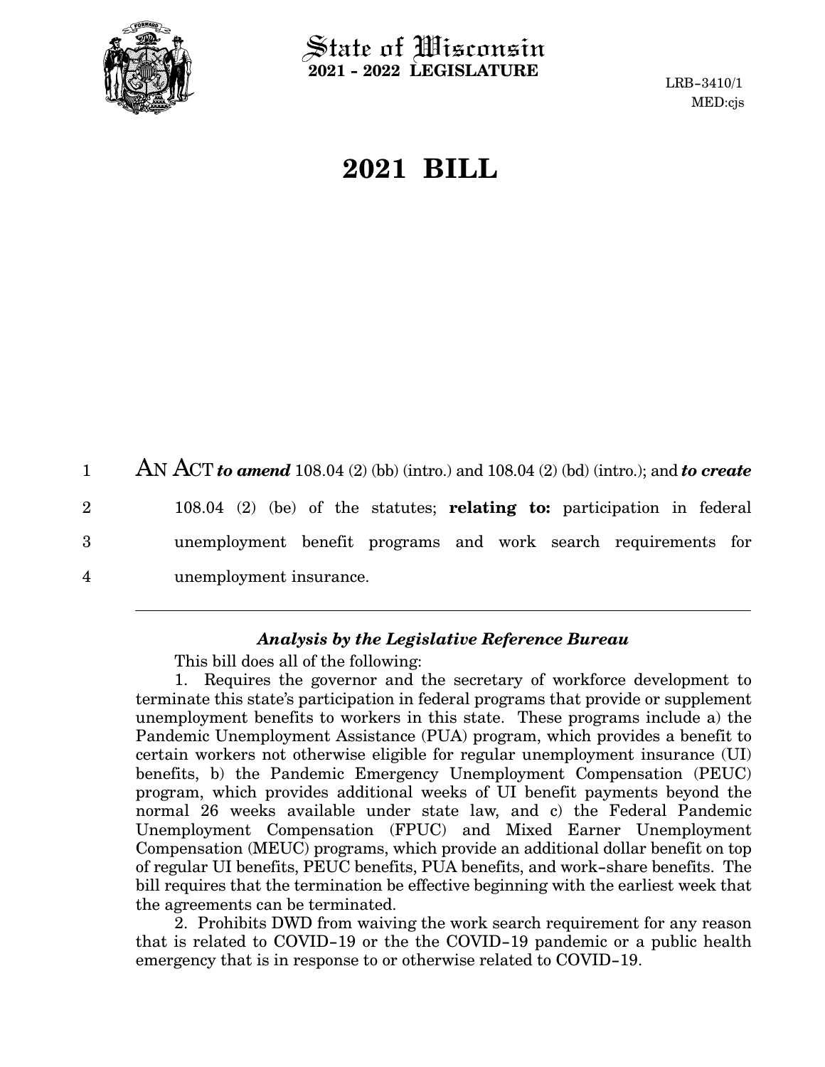# State of Wisconsin
**2021 - 2022 LEGISLATURE**

LRB-3410/1
MED:cjs

# 2021 BILL

AN ACT ***to amend*** 108.04 (2) (bb) (intro.) and 108.04 (2) (bd) (intro.); and ***to create*** 108.04 (2) (be) of the statutes; **relating to:** participation in federal unemployment benefit programs and work search requirements for unemployment insurance.

---

### *Analysis by the Legislative Reference Bureau*

This bill does all of the following:

1. Requires the governor and the secretary of workforce development to terminate this state's participation in federal programs that provide or supplement unemployment benefits to workers in this state. These programs include a) the Pandemic Unemployment Assistance (PUA) program, which provides a benefit to certain workers not otherwise eligible for regular unemployment insurance (UI) benefits, b) the Pandemic Emergency Unemployment Compensation (PEUC) program, which provides additional weeks of UI benefit payments beyond the normal 26 weeks available under state law, and c) the Federal Pandemic Unemployment Compensation (FPUC) and Mixed Earner Unemployment Compensation (MEUC) programs, which provide an additional dollar benefit on top of regular UI benefits, PEUC benefits, PUA benefits, and work-share benefits. The bill requires that the termination be effective beginning with the earliest week that the agreements can be terminated.

2. Prohibits DWD from waiving the work search requirement for any reason that is related to COVID-19 or the the COVID-19 pandemic or a public health emergency that is in response to or otherwise related to COVID-19.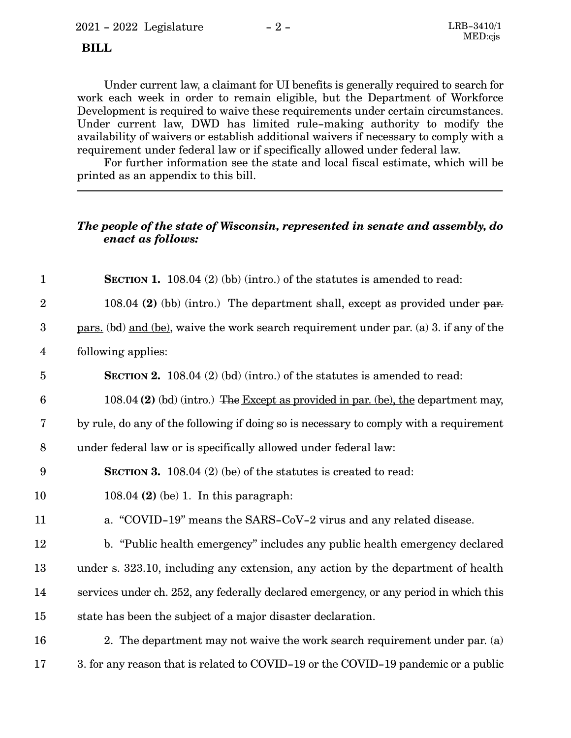Under current law, a claimant for UI benefits is generally required to search for work each week in order to remain eligible, but the Department of Workforce Development is required to waive these requirements under certain circumstances. Under current law, DWD has limited rule-making authority to modify the availability of waivers or establish additional waivers if necessary to comply with a requirement under federal law or if specifically allowed under federal law.

For further information see the state and local fiscal estimate, which will be printed as an appendix to this bill.

---

***The people of the state of Wisconsin, represented in senate and assembly, do enact as follows:***

**SECTION 1.** 108.04 (2) (bb) (intro.) of the statutes is amended to read:

108.04 **(2)** (bb) (intro.) The department shall, except as provided under ~~par.~~ <u>pars.</u> (bd) <u>and (be)</u>, waive the work search requirement under par. (a) 3. if any of the following applies:

**SECTION 2.** 108.04 (2) (bd) (intro.) of the statutes is amended to read:

108.04 **(2)** (bd) (intro.) ~~The~~ <u>Except as provided in par. (be), the</u> department may, by rule, do any of the following if doing so is necessary to comply with a requirement under federal law or is specifically allowed under federal law:

**SECTION 3.** 108.04 (2) (be) of the statutes is created to read:

108.04 **(2)** (be) 1. In this paragraph:

a. "COVID-19" means the SARS-CoV-2 virus and any related disease.

b. "Public health emergency" includes any public health emergency declared under s. 323.10, including any extension, any action by the department of health services under ch. 252, any federally declared emergency, or any period in which this state has been the subject of a major disaster declaration.

2. The department may not waive the work search requirement under par. (a) 3. for any reason that is related to COVID-19 or the COVID-19 pandemic or a public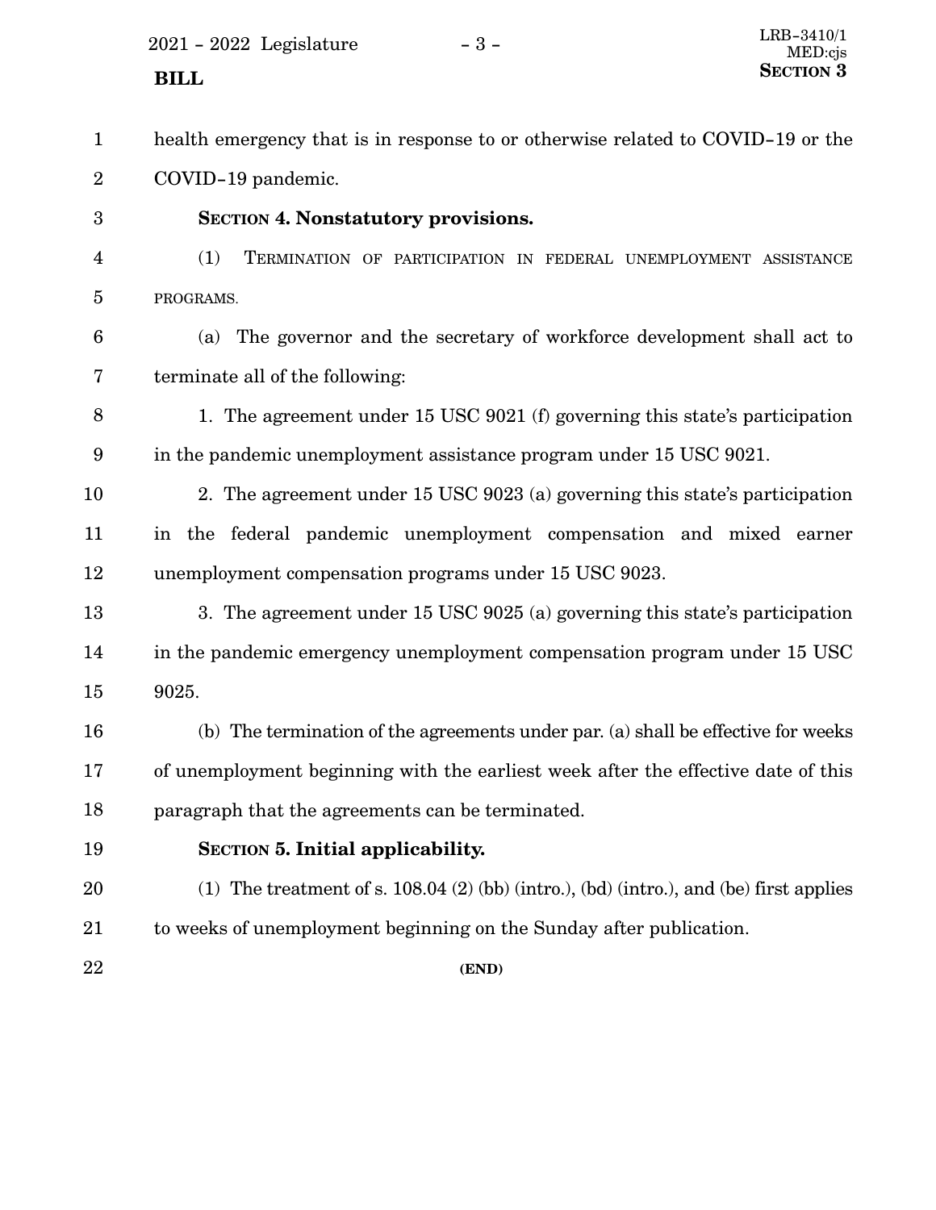health emergency that is in response to or otherwise related to COVID-19 or the COVID-19 pandemic.

**SECTION 4. Nonstatutory provisions.**

(1) TERMINATION OF PARTICIPATION IN FEDERAL UNEMPLOYMENT ASSISTANCE PROGRAMS.

(a) The governor and the secretary of workforce development shall act to terminate all of the following:

1. The agreement under 15 USC 9021 (f) governing this state's participation in the pandemic unemployment assistance program under 15 USC 9021.

2. The agreement under 15 USC 9023 (a) governing this state's participation in the federal pandemic unemployment compensation and mixed earner unemployment compensation programs under 15 USC 9023.

3. The agreement under 15 USC 9025 (a) governing this state's participation in the pandemic emergency unemployment compensation program under 15 USC 9025.

(b) The termination of the agreements under par. (a) shall be effective for weeks of unemployment beginning with the earliest week after the effective date of this paragraph that the agreements can be terminated.

**SECTION 5. Initial applicability.**

(1) The treatment of s. 108.04 (2) (bb) (intro.), (bd) (intro.), and (be) first applies to weeks of unemployment beginning on the Sunday after publication.

**(END)**